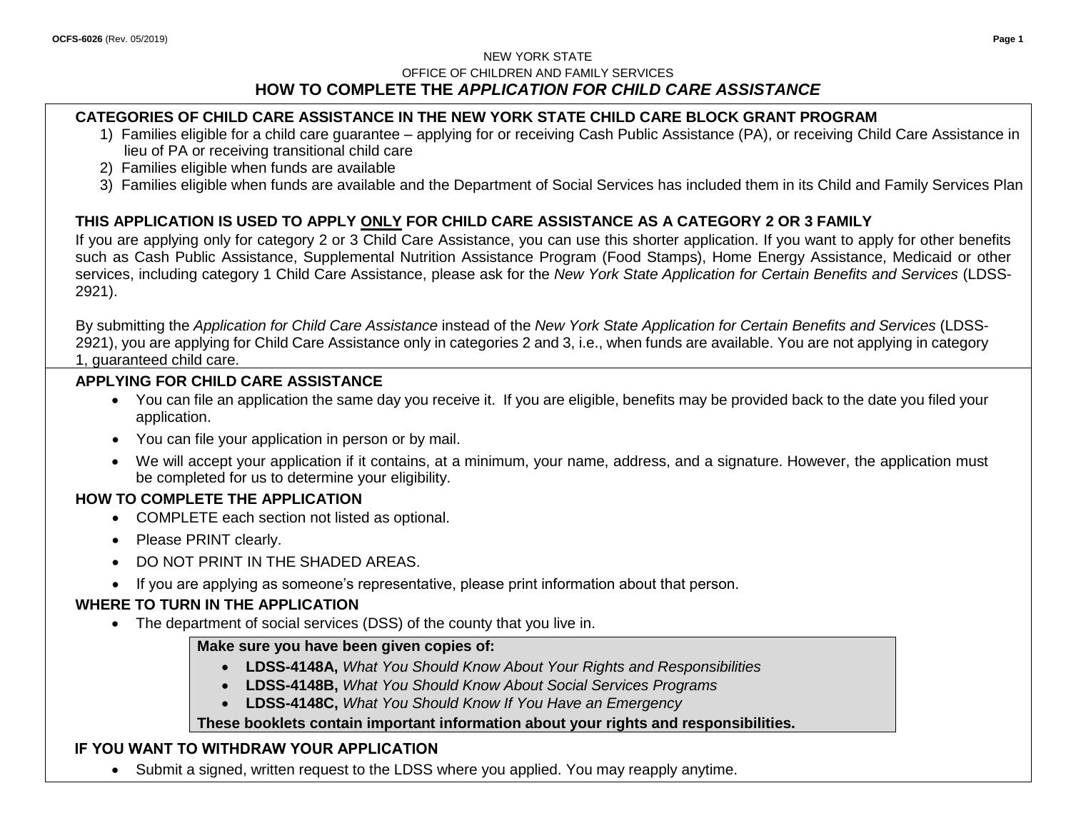NEW YORK STATE

OFFICE OF CHILDREN AND FAMILY SERVICES

# HOW TO COMPLETE THE *APPLICATION FOR CHILD CARE ASSISTANCE*

## CATEGORIES OF CHILD CARE ASSISTANCE IN THE NEW YORK STATE CHILD CARE BLOCK GRANT PROGRAM

1) Families eligible for a child care guarantee – applying for or receiving Cash Public Assistance (PA), or receiving Child Care Assistance in lieu of PA or receiving transitional child care
2) Families eligible when funds are available
3) Families eligible when funds are available and the Department of Social Services has included them in its Child and Family Services Plan

## THIS APPLICATION IS USED TO APPLY <u>ONLY</u> FOR CHILD CARE ASSISTANCE AS A CATEGORY 2 OR 3 FAMILY

If you are applying only for category 2 or 3 Child Care Assistance, you can use this shorter application. If you want to apply for other benefits such as Cash Public Assistance, Supplemental Nutrition Assistance Program (Food Stamps), Home Energy Assistance, Medicaid or other services, including category 1 Child Care Assistance, please ask for the *New York State Application for Certain Benefits and Services* (LDSS-2921).

By submitting the *Application for Child Care Assistance* instead of the *New York State Application for Certain Benefits and Services* (LDSS-2921), you are applying for Child Care Assistance only in categories 2 and 3, i.e., when funds are available. You are not applying in category 1, guaranteed child care.

## APPLYING FOR CHILD CARE ASSISTANCE

- You can file an application the same day you receive it. If you are eligible, benefits may be provided back to the date you filed your application.
- You can file your application in person or by mail.
- We will accept your application if it contains, at a minimum, your name, address, and a signature. However, the application must be completed for us to determine your eligibility.

## HOW TO COMPLETE THE APPLICATION

- COMPLETE each section not listed as optional.
- Please PRINT clearly.
- DO NOT PRINT IN THE SHADED AREAS.
- If you are applying as someone's representative, please print information about that person.

## WHERE TO TURN IN THE APPLICATION

- The department of social services (DSS) of the county that you live in.

**Make sure you have been given copies of:**

- **LDSS-4148A,** *What You Should Know About Your Rights and Responsibilities*
- **LDSS-4148B,** *What You Should Know About Social Services Programs*
- **LDSS-4148C,** *What You Should Know If You Have an Emergency*

**These booklets contain important information about your rights and responsibilities.**

## IF YOU WANT TO WITHDRAW YOUR APPLICATION

- Submit a signed, written request to the LDSS where you applied. You may reapply anytime.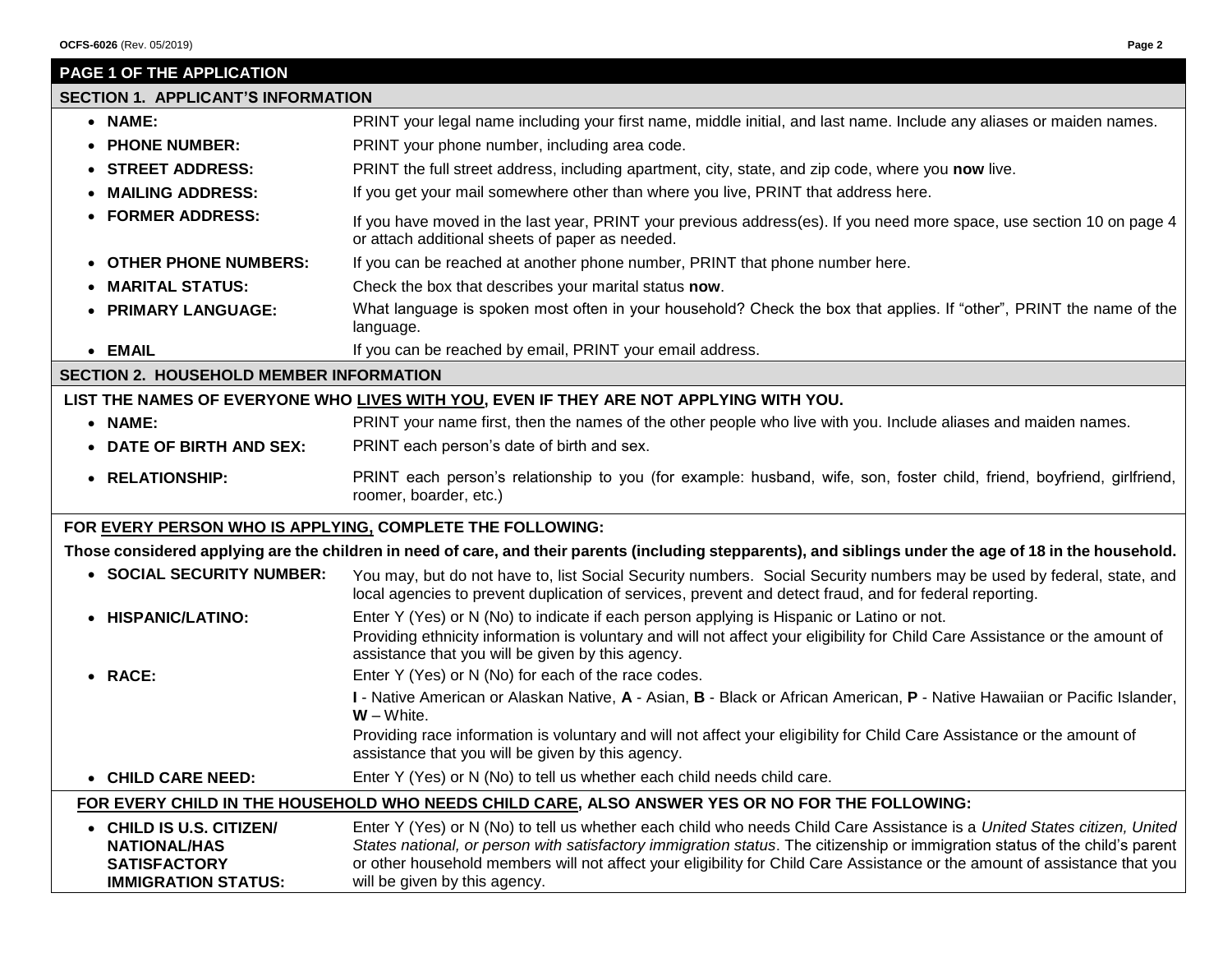## PAGE 1 OF THE APPLICATION

### SECTION 1. APPLICANT'S INFORMATION

- **NAME:** PRINT your legal name including your first name, middle initial, and last name. Include any aliases or maiden names.
- **PHONE NUMBER:** PRINT your phone number, including area code.
- **STREET ADDRESS:** PRINT the full street address, including apartment, city, state, and zip code, where you **now** live.
- **MAILING ADDRESS:** If you get your mail somewhere other than where you live, PRINT that address here.
- **FORMER ADDRESS:** If you have moved in the last year, PRINT your previous address(es). If you need more space, use section 10 on page 4 or attach additional sheets of paper as needed.
- **OTHER PHONE NUMBERS:** If you can be reached at another phone number, PRINT that phone number here.
- **MARITAL STATUS:** Check the box that describes your marital status **now**.
- **PRIMARY LANGUAGE:** What language is spoken most often in your household? Check the box that applies. If "other", PRINT the name of the language.
- **EMAIL** If you can be reached by email, PRINT your email address.

### SECTION 2. HOUSEHOLD MEMBER INFORMATION

**LIST THE NAMES OF EVERYONE WHO <u>LIVES WITH YOU</u>, EVEN IF THEY ARE NOT APPLYING WITH YOU.**

- **NAME:** PRINT your name first, then the names of the other people who live with you. Include aliases and maiden names.
- **DATE OF BIRTH AND SEX:** PRINT each person's date of birth and sex.
- **RELATIONSHIP:** PRINT each person's relationship to you (for example: husband, wife, son, foster child, friend, boyfriend, girlfriend, roomer, boarder, etc.)

**FOR <u>EVERY PERSON WHO IS APPLYING,</u> COMPLETE THE FOLLOWING:**

**Those considered applying are the children in need of care, and their parents (including stepparents), and siblings under the age of 18 in the household.**

- **SOCIAL SECURITY NUMBER:** You may, but do not have to, list Social Security numbers. Social Security numbers may be used by federal, state, and local agencies to prevent duplication of services, prevent and detect fraud, and for federal reporting.
- **HISPANIC/LATINO:** Enter Y (Yes) or N (No) to indicate if each person applying is Hispanic or Latino or not.
  Providing ethnicity information is voluntary and will not affect your eligibility for Child Care Assistance or the amount of assistance that you will be given by this agency.
- **RACE:** Enter Y (Yes) or N (No) for each of the race codes.
  **I** - Native American or Alaskan Native, **A** - Asian, **B** - Black or African American, **P** - Native Hawaiian or Pacific Islander, **W** – White.
  Providing race information is voluntary and will not affect your eligibility for Child Care Assistance or the amount of assistance that you will be given by this agency.
- **CHILD CARE NEED:** Enter Y (Yes) or N (No) to tell us whether each child needs child care.

**<u>FOR EVERY CHILD IN THE HOUSEHOLD WHO NEEDS CHILD CARE</u>, ALSO ANSWER YES OR NO FOR THE FOLLOWING:**

- **CHILD IS U.S. CITIZEN/ NATIONAL/HAS SATISFACTORY IMMIGRATION STATUS:** Enter Y (Yes) or N (No) to tell us whether each child who needs Child Care Assistance is a *United States citizen, United States national, or person with satisfactory immigration status*. The citizenship or immigration status of the child's parent or other household members will not affect your eligibility for Child Care Assistance or the amount of assistance that you will be given by this agency.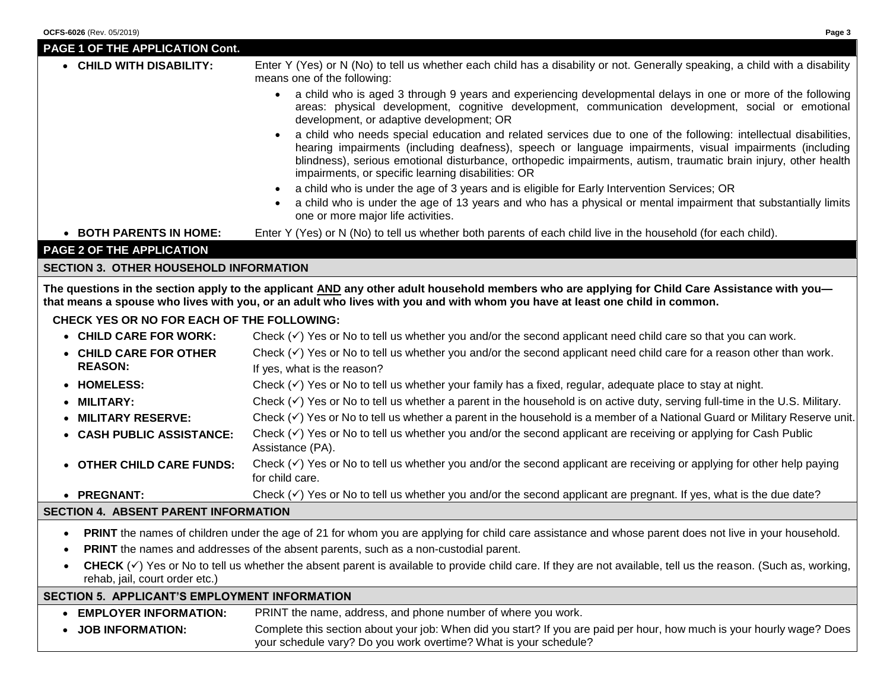## PAGE 1 OF THE APPLICATION Cont.

- **CHILD WITH DISABILITY:** Enter Y (Yes) or N (No) to tell us whether each child has a disability or not. Generally speaking, a child with a disability means one of the following:
  - a child who is aged 3 through 9 years and experiencing developmental delays in one or more of the following areas: physical development, cognitive development, communication development, social or emotional development, or adaptive development; OR
  - a child who needs special education and related services due to one of the following: intellectual disabilities, hearing impairments (including deafness), speech or language impairments, visual impairments (including blindness), serious emotional disturbance, orthopedic impairments, autism, traumatic brain injury, other health impairments, or specific learning disabilities: OR
  - a child who is under the age of 3 years and is eligible for Early Intervention Services; OR
  - a child who is under the age of 13 years and who has a physical or mental impairment that substantially limits one or more major life activities.
- **BOTH PARENTS IN HOME:** Enter Y (Yes) or N (No) to tell us whether both parents of each child live in the household (for each child).

## PAGE 2 OF THE APPLICATION

### SECTION 3. OTHER HOUSEHOLD INFORMATION

**The questions in the section apply to the applicant AND any other adult household members who are applying for Child Care Assistance with you—that means a spouse who lives with you, or an adult who lives with you and with whom you have at least one child in common.**

**CHECK YES OR NO FOR EACH OF THE FOLLOWING:**

- **CHILD CARE FOR WORK:** Check (✓) Yes or No to tell us whether you and/or the second applicant need child care so that you can work.
- **CHILD CARE FOR OTHER REASON:** Check (✓) Yes or No to tell us whether you and/or the second applicant need child care for a reason other than work. If yes, what is the reason?
- **HOMELESS:** Check (✓) Yes or No to tell us whether your family has a fixed, regular, adequate place to stay at night.
- **MILITARY:** Check (✓) Yes or No to tell us whether a parent in the household is on active duty, serving full-time in the U.S. Military.
- **MILITARY RESERVE:** Check (✓) Yes or No to tell us whether a parent in the household is a member of a National Guard or Military Reserve unit.
- **CASH PUBLIC ASSISTANCE:** Check (✓) Yes or No to tell us whether you and/or the second applicant are receiving or applying for Cash Public Assistance (PA).
- **OTHER CHILD CARE FUNDS:** Check (✓) Yes or No to tell us whether you and/or the second applicant are receiving or applying for other help paying for child care.
- **PREGNANT:** Check (✓) Yes or No to tell us whether you and/or the second applicant are pregnant. If yes, what is the due date?

### SECTION 4. ABSENT PARENT INFORMATION

- **PRINT** the names of children under the age of 21 for whom you are applying for child care assistance and whose parent does not live in your household.
- **PRINT** the names and addresses of the absent parents, such as a non-custodial parent.
- **CHECK** (✓) Yes or No to tell us whether the absent parent is available to provide child care. If they are not available, tell us the reason. (Such as, working, rehab, jail, court order etc.)

### SECTION 5. APPLICANT'S EMPLOYMENT INFORMATION

- **EMPLOYER INFORMATION:** PRINT the name, address, and phone number of where you work.
- **JOB INFORMATION:** Complete this section about your job: When did you start? If you are paid per hour, how much is your hourly wage? Does your schedule vary? Do you work overtime? What is your schedule?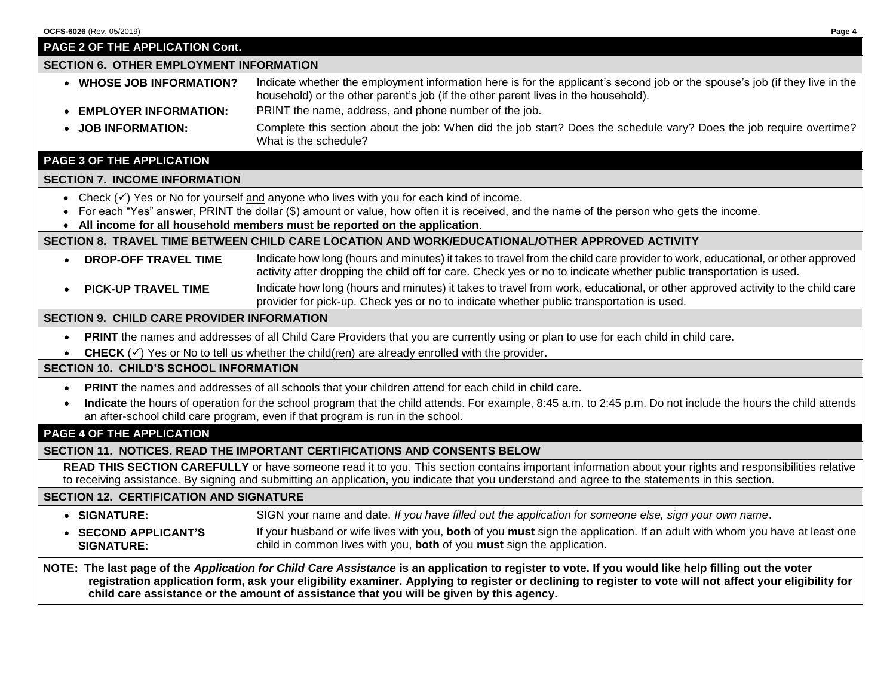## PAGE 2 OF THE APPLICATION Cont.

### SECTION 6. OTHER EMPLOYMENT INFORMATION

- **WHOSE JOB INFORMATION?** Indicate whether the employment information here is for the applicant's second job or the spouse's job (if they live in the household) or the other parent's job (if the other parent lives in the household).
- **EMPLOYER INFORMATION:** PRINT the name, address, and phone number of the job.
- **JOB INFORMATION:** Complete this section about the job: When did the job start? Does the schedule vary? Does the job require overtime? What is the schedule?

## PAGE 3 OF THE APPLICATION

### SECTION 7. INCOME INFORMATION

- Check (✓) Yes or No for yourself and anyone who lives with you for each kind of income.
- For each "Yes" answer, PRINT the dollar ($) amount or value, how often it is received, and the name of the person who gets the income.
- **All income for all household members must be reported on the application**.

### SECTION 8. TRAVEL TIME BETWEEN CHILD CARE LOCATION AND WORK/EDUCATIONAL/OTHER APPROVED ACTIVITY

- **DROP-OFF TRAVEL TIME** Indicate how long (hours and minutes) it takes to travel from the child care provider to work, educational, or other approved activity after dropping the child off for care. Check yes or no to indicate whether public transportation is used.
- **PICK-UP TRAVEL TIME** Indicate how long (hours and minutes) it takes to travel from work, educational, or other approved activity to the child care provider for pick-up. Check yes or no to indicate whether public transportation is used.

### SECTION 9. CHILD CARE PROVIDER INFORMATION

- **PRINT** the names and addresses of all Child Care Providers that you are currently using or plan to use for each child in child care.
- **CHECK** (✓) Yes or No to tell us whether the child(ren) are already enrolled with the provider.

### SECTION 10. CHILD'S SCHOOL INFORMATION

- **PRINT** the names and addresses of all schools that your children attend for each child in child care.
- **Indicate** the hours of operation for the school program that the child attends. For example, 8:45 a.m. to 2:45 p.m. Do not include the hours the child attends an after-school child care program, even if that program is run in the school.

## PAGE 4 OF THE APPLICATION

### SECTION 11. NOTICES. READ THE IMPORTANT CERTIFICATIONS AND CONSENTS BELOW

**READ THIS SECTION CAREFULLY** or have someone read it to you. This section contains important information about your rights and responsibilities relative to receiving assistance. By signing and submitting an application, you indicate that you understand and agree to the statements in this section.

### SECTION 12. CERTIFICATION AND SIGNATURE

- **SIGNATURE:** SIGN your name and date. *If you have filled out the application for someone else, sign your own name*.
- **SECOND APPLICANT'S SIGNATURE:** If your husband or wife lives with you, **both** of you **must** sign the application. If an adult with whom you have at least one child in common lives with you, **both** of you **must** sign the application.

**NOTE: The last page of the *Application for Child Care Assistance* is an application to register to vote. If you would like help filling out the voter registration application form, ask your eligibility examiner. Applying to register or declining to register to vote will not affect your eligibility for child care assistance or the amount of assistance that you will be given by this agency.**